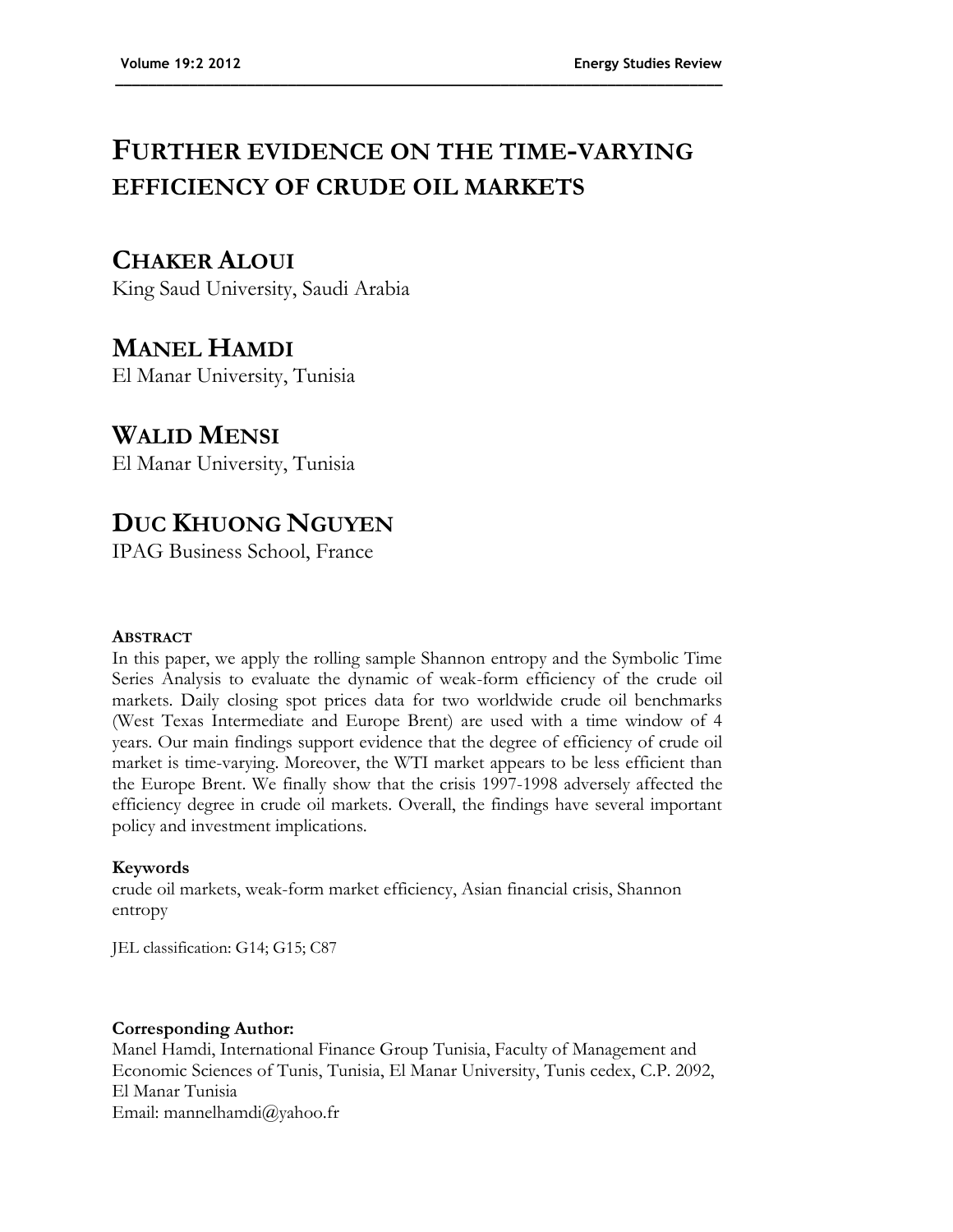# FURTHER EVIDENCE ON THE TIME-VARYING EFFICIENCY OF CRUDE OIL MARKETS

## CHAKER ALOUI

King Saud University, Saudi Arabia

## MANEL HAMDI

El Manar University, Tunisia

## WALID MENSI

El Manar University, Tunisia

## DUC KHUONG NGUYEN

IPAG Business School, France

### ABSTRACT

In this paper, we apply the rolling sample Shannon entropy and the Symbolic Time Series Analysis to evaluate the dynamic of weak-form efficiency of the crude oil markets. Daily closing spot prices data for two worldwide crude oil benchmarks (West Texas Intermediate and Europe Brent) are used with a time window of 4 years. Our main findings support evidence that the degree of efficiency of crude oil market is time-varying. Moreover, the WTI market appears to be less efficient than the Europe Brent. We finally show that the crisis 1997-1998 adversely affected the efficiency degree in crude oil markets. Overall, the findings have several important policy and investment implications.

**Keywords**

crude oil markets, weak-form market efficiency, Asian financial crisis, Shannon entropy

JEL classification: G14; G15; C87

**Corresponding Author:**

Manel Hamdi, International Finance Group Tunisia, Faculty of Management and Economic Sciences of Tunis, Tunisia, El Manar University, Tunis cedex, C.P. 2092, El Manar Tunisia

Email: mannelhamdi@yahoo.fr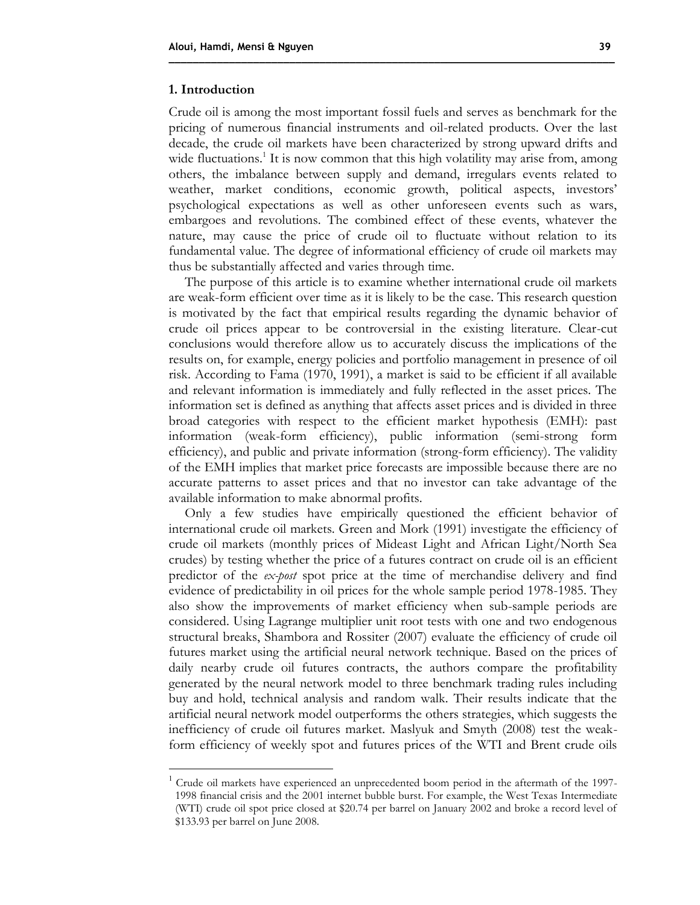## 1. Introduction

Crude oil is among the most important fossil fuels and serves as benchmark for the pricing of numerous financial instruments and oil-related products. Over the last decade, the crude oil markets have been characterized by strong upward drifts and wide fluctuations.[1] It is now common that this high volatility may arise from, among others, the imbalance between supply and demand, irregulars events related to weather, market conditions, economic growth, political aspects, investors' psychological expectations as well as other unforeseen events such as wars, embargoes and revolutions. The combined effect of these events, whatever the nature, may cause the price of crude oil to fluctuate without relation to its fundamental value. The degree of informational efficiency of crude oil markets may thus be substantially affected and varies through time.

The purpose of this article is to examine whether international crude oil markets are weak-form efficient over time as it is likely to be the case. This research question is motivated by the fact that empirical results regarding the dynamic behavior of crude oil prices appear to be controversial in the existing literature. Clear-cut conclusions would therefore allow us to accurately discuss the implications of the results on, for example, energy policies and portfolio management in presence of oil risk. According to Fama (1970, 1991), a market is said to be efficient if all available and relevant information is immediately and fully reflected in the asset prices. The information set is defined as anything that affects asset prices and is divided in three broad categories with respect to the efficient market hypothesis (EMH): past information (weak-form efficiency), public information (semi-strong form efficiency), and public and private information (strong-form efficiency). The validity of the EMH implies that market price forecasts are impossible because there are no accurate patterns to asset prices and that no investor can take advantage of the available information to make abnormal profits.

Only a few studies have empirically questioned the efficient behavior of international crude oil markets. Green and Mork (1991) investigate the efficiency of crude oil markets (monthly prices of Mideast Light and African Light/North Sea crudes) by testing whether the price of a futures contract on crude oil is an efficient predictor of the *ex-post* spot price at the time of merchandise delivery and find evidence of predictability in oil prices for the whole sample period 1978-1985. They also show the improvements of market efficiency when sub-sample periods are considered. Using Lagrange multiplier unit root tests with one and two endogenous structural breaks, Shambora and Rossiter (2007) evaluate the efficiency of crude oil futures market using the artificial neural network technique. Based on the prices of daily nearby crude oil futures contracts, the authors compare the profitability generated by the neural network model to three benchmark trading rules including buy and hold, technical analysis and random walk. Their results indicate that the artificial neural network model outperforms the others strategies, which suggests the inefficiency of crude oil futures market. Maslyuk and Smyth (2008) test the weak-form efficiency of weekly spot and futures prices of the WTI and Brent crude oils

[1] Crude oil markets have experienced an unprecedented boom period in the aftermath of the 1997-1998 financial crisis and the 2001 internet bubble burst. For example, the West Texas Intermediate (WTI) crude oil spot price closed at \$20.74 per barrel on January 2002 and broke a record level of \$133.93 per barrel on June 2008.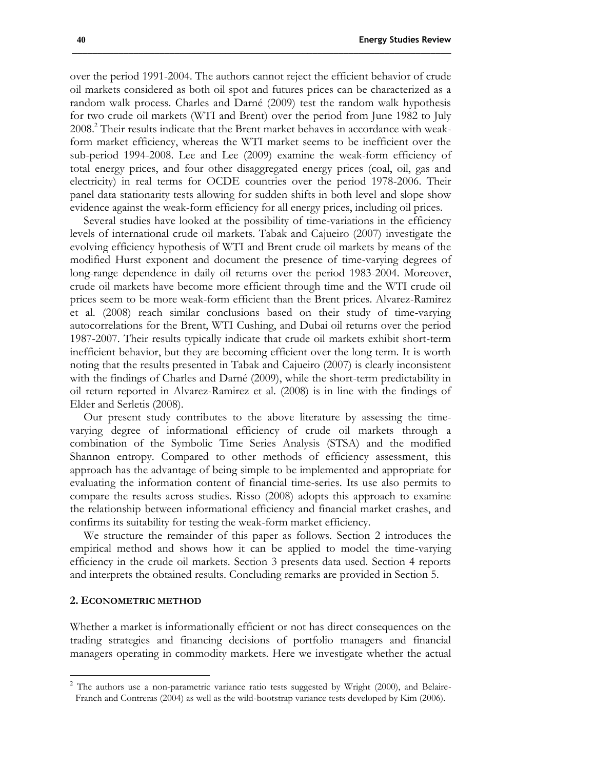over the period 1991-2004. The authors cannot reject the efficient behavior of crude oil markets considered as both oil spot and futures prices can be characterized as a random walk process. Charles and Darné (2009) test the random walk hypothesis for two crude oil markets (WTI and Brent) over the period from June 1982 to July 2008.[2] Their results indicate that the Brent market behaves in accordance with weak-form market efficiency, whereas the WTI market seems to be inefficient over the sub-period 1994-2008. Lee and Lee (2009) examine the weak-form efficiency of total energy prices, and four other disaggregated energy prices (coal, oil, gas and electricity) in real terms for OCDE countries over the period 1978-2006. Their panel data stationarity tests allowing for sudden shifts in both level and slope show evidence against the weak-form efficiency for all energy prices, including oil prices.

Several studies have looked at the possibility of time-variations in the efficiency levels of international crude oil markets. Tabak and Cajueiro (2007) investigate the evolving efficiency hypothesis of WTI and Brent crude oil markets by means of the modified Hurst exponent and document the presence of time-varying degrees of long-range dependence in daily oil returns over the period 1983-2004. Moreover, crude oil markets have become more efficient through time and the WTI crude oil prices seem to be more weak-form efficient than the Brent prices. Alvarez-Ramirez et al. (2008) reach similar conclusions based on their study of time-varying autocorrelations for the Brent, WTI Cushing, and Dubai oil returns over the period 1987-2007. Their results typically indicate that crude oil markets exhibit short-term inefficient behavior, but they are becoming efficient over the long term. It is worth noting that the results presented in Tabak and Cajueiro (2007) is clearly inconsistent with the findings of Charles and Darné (2009), while the short-term predictability in oil return reported in Alvarez-Ramirez et al. (2008) is in line with the findings of Elder and Serletis (2008).

Our present study contributes to the above literature by assessing the time-varying degree of informational efficiency of crude oil markets through a combination of the Symbolic Time Series Analysis (STSA) and the modified Shannon entropy. Compared to other methods of efficiency assessment, this approach has the advantage of being simple to be implemented and appropriate for evaluating the information content of financial time-series. Its use also permits to compare the results across studies. Risso (2008) adopts this approach to examine the relationship between informational efficiency and financial market crashes, and confirms its suitability for testing the weak-form market efficiency.

We structure the remainder of this paper as follows. Section 2 introduces the empirical method and shows how it can be applied to model the time-varying efficiency in the crude oil markets. Section 3 presents data used. Section 4 reports and interprets the obtained results. Concluding remarks are provided in Section 5.

## 2. Econometric method

Whether a market is informationally efficient or not has direct consequences on the trading strategies and financing decisions of portfolio managers and financial managers operating in commodity markets. Here we investigate whether the actual

[2] The authors use a non-parametric variance ratio tests suggested by Wright (2000), and Belaire-Franch and Contreras (2004) as well as the wild-bootstrap variance tests developed by Kim (2006).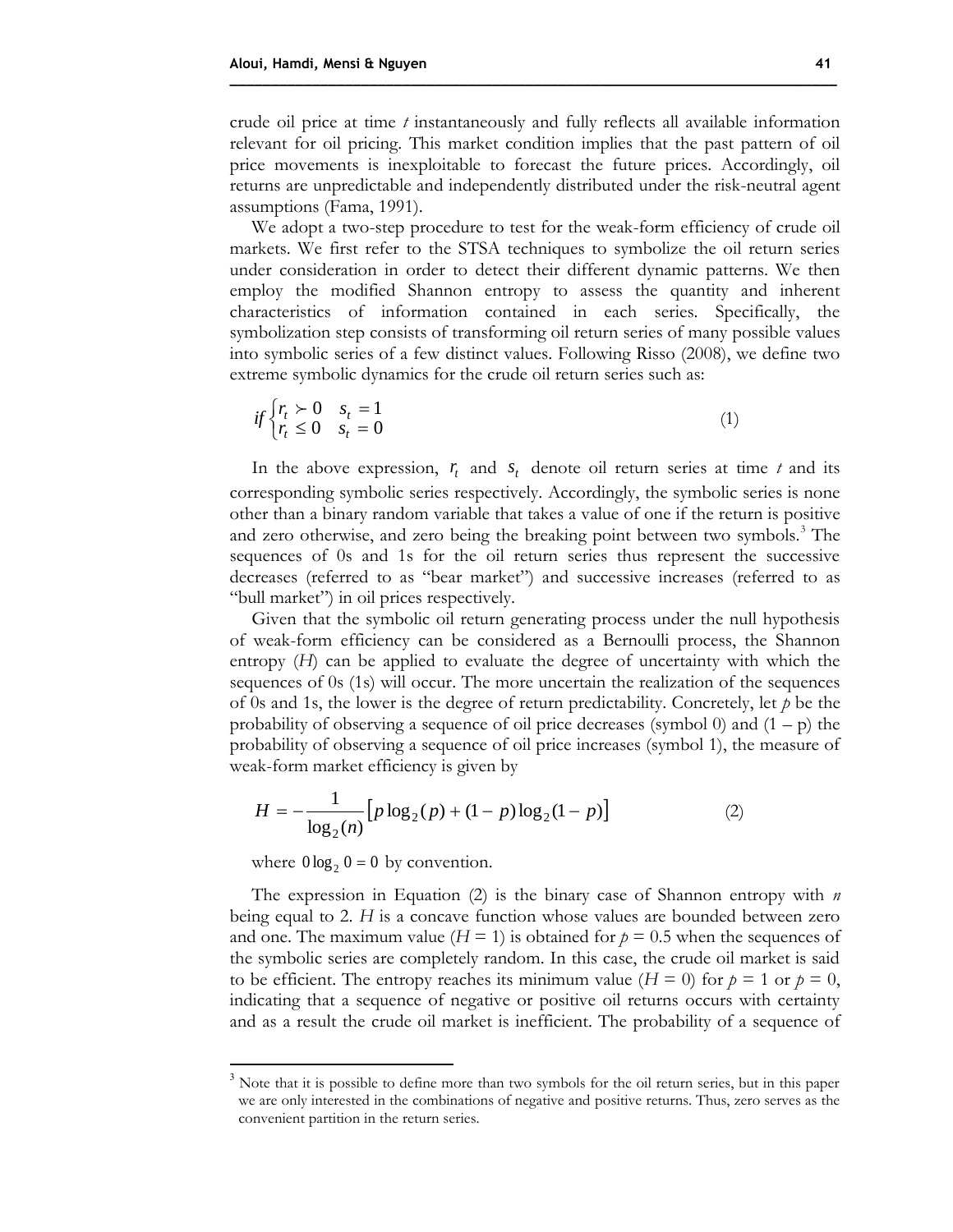crude oil price at time *t* instantaneously and fully reflects all available information relevant for oil pricing. This market condition implies that the past pattern of oil price movements is inexploitable to forecast the future prices. Accordingly, oil returns are unpredictable and independently distributed under the risk-neutral agent assumptions (Fama, 1991).

We adopt a two-step procedure to test for the weak-form efficiency of crude oil markets. We first refer to the STSA techniques to symbolize the oil return series under consideration in order to detect their different dynamic patterns. We then employ the modified Shannon entropy to assess the quantity and inherent characteristics of information contained in each series. Specifically, the symbolization step consists of transforming oil return series of many possible values into symbolic series of a few distinct values. Following Risso (2008), we define two extreme symbolic dynamics for the crude oil return series such as:

$$if \begin{cases} r_t \succ 0 & s_t = 1 \\ r_t \leq 0 & s_t = 0 \end{cases} \tag{1}$$

In the above expression, $r_t$ and $s_t$ denote oil return series at time *t* and its corresponding symbolic series respectively. Accordingly, the symbolic series is none other than a binary random variable that takes a value of one if the return is positive and zero otherwise, and zero being the breaking point between two symbols.[3] The sequences of 0s and 1s for the oil return series thus represent the successive decreases (referred to as "bear market") and successive increases (referred to as "bull market") in oil prices respectively.

Given that the symbolic oil return generating process under the null hypothesis of weak-form efficiency can be considered as a Bernoulli process, the Shannon entropy (*H*) can be applied to evaluate the degree of uncertainty with which the sequences of 0s (1s) will occur. The more uncertain the realization of the sequences of 0s and 1s, the lower is the degree of return predictability. Concretely, let *p* be the probability of observing a sequence of oil price decreases (symbol 0) and (1 – p) the probability of observing a sequence of oil price increases (symbol 1), the measure of weak-form market efficiency is given by

$$H = -\frac{1}{\log_2(n)}\left[p\log_2(p) + (1-p)\log_2(1-p)\right] \tag{2}$$

where $0\log_2 0 = 0$ by convention.

The expression in Equation (2) is the binary case of Shannon entropy with *n* being equal to 2. *H* is a concave function whose values are bounded between zero and one. The maximum value ($H = 1$) is obtained for $p = 0.5$ when the sequences of the symbolic series are completely random. In this case, the crude oil market is said to be efficient. The entropy reaches its minimum value ($H = 0$) for $p = 1$ or $p = 0$, indicating that a sequence of negative or positive oil returns occurs with certainty and as a result the crude oil market is inefficient. The probability of a sequence of

[3] Note that it is possible to define more than two symbols for the oil return series, but in this paper we are only interested in the combinations of negative and positive returns. Thus, zero serves as the convenient partition in the return series.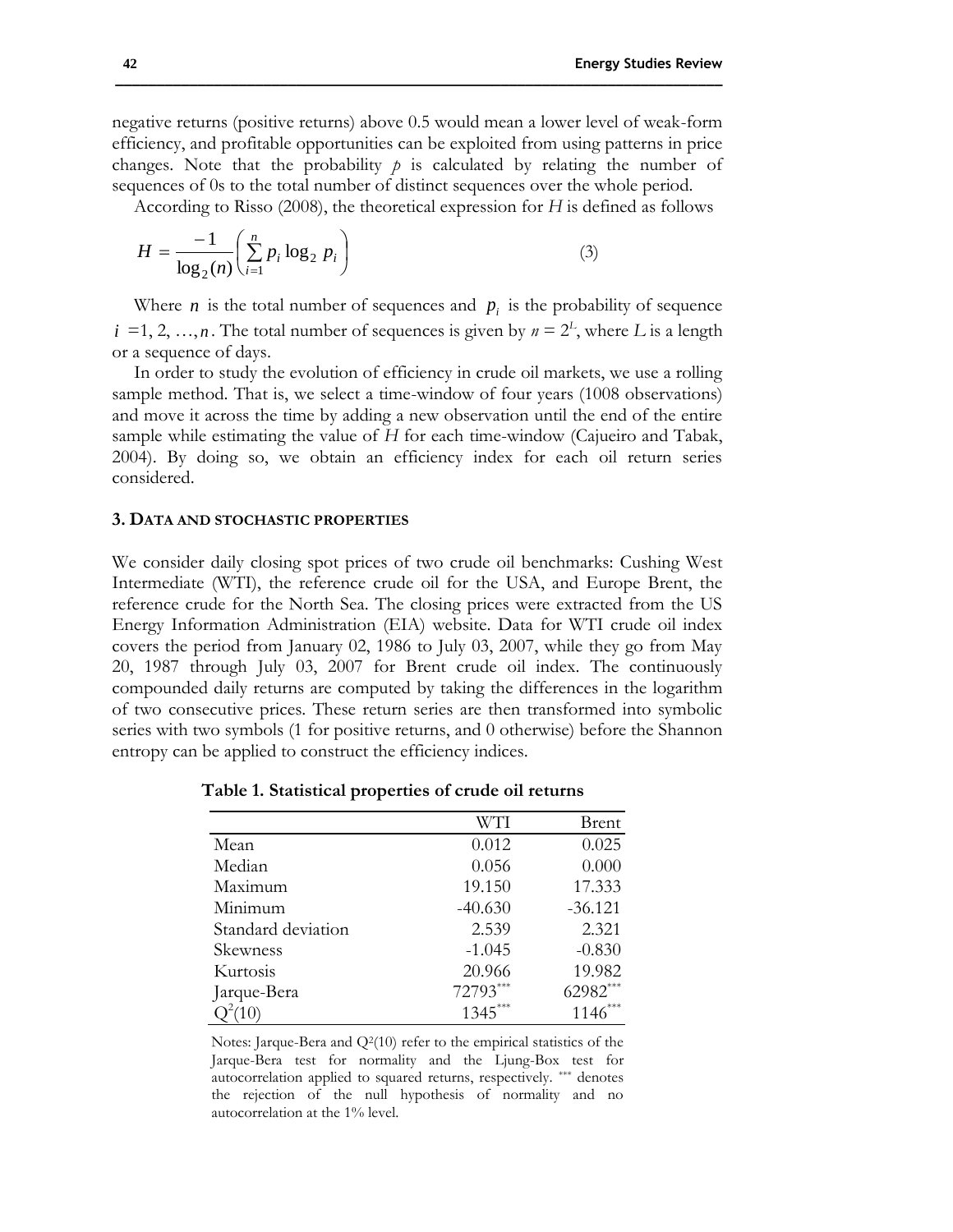negative returns (positive returns) above 0.5 would mean a lower level of weak-form efficiency, and profitable opportunities can be exploited from using patterns in price changes. Note that the probability $p$ is calculated by relating the number of sequences of 0s to the total number of distinct sequences over the whole period.

According to Risso (2008), the theoretical expression for $H$ is defined as follows

$$H = \frac{-1}{\log_2(n)} \left( \sum_{i=1}^{n} p_i \log_2 p_i \right) \tag{3}$$

Where $n$ is the total number of sequences and $p_i$ is the probability of sequence $i = 1, 2, \ldots, n$. The total number of sequences is given by $n = 2^L$, where $L$ is a length or a sequence of days.

In order to study the evolution of efficiency in crude oil markets, we use a rolling sample method. That is, we select a time-window of four years (1008 observations) and move it across the time by adding a new observation until the end of the entire sample while estimating the value of $H$ for each time-window (Cajueiro and Tabak, 2004). By doing so, we obtain an efficiency index for each oil return series considered.

### 3. Data and stochastic properties

We consider daily closing spot prices of two crude oil benchmarks: Cushing West Intermediate (WTI), the reference crude oil for the USA, and Europe Brent, the reference crude for the North Sea. The closing prices were extracted from the US Energy Information Administration (EIA) website. Data for WTI crude oil index covers the period from January 02, 1986 to July 03, 2007, while they go from May 20, 1987 through July 03, 2007 for Brent crude oil index. The continuously compounded daily returns are computed by taking the differences in the logarithm of two consecutive prices. These return series are then transformed into symbolic series with two symbols (1 for positive returns, and 0 otherwise) before the Shannon entropy can be applied to construct the efficiency indices.

**Table 1. Statistical properties of crude oil returns**

| | WTI | Brent |
|---|---|---|
| Mean | 0.012 | 0.025 |
| Median | 0.056 | 0.000 |
| Maximum | 19.150 | 17.333 |
| Minimum | -40.630 | -36.121 |
| Standard deviation | 2.539 | 2.321 |
| Skewness | -1.045 | -0.830 |
| Kurtosis | 20.966 | 19.982 |
| Jarque-Bera | 72793*** | 62982*** |
| $Q^2(10)$ | 1345*** | 1146*** |

Notes: Jarque-Bera and $Q^2(10)$ refer to the empirical statistics of the Jarque-Bera test for normality and the Ljung-Box test for autocorrelation applied to squared returns, respectively. *** denotes the rejection of the null hypothesis of normality and no autocorrelation at the 1% level.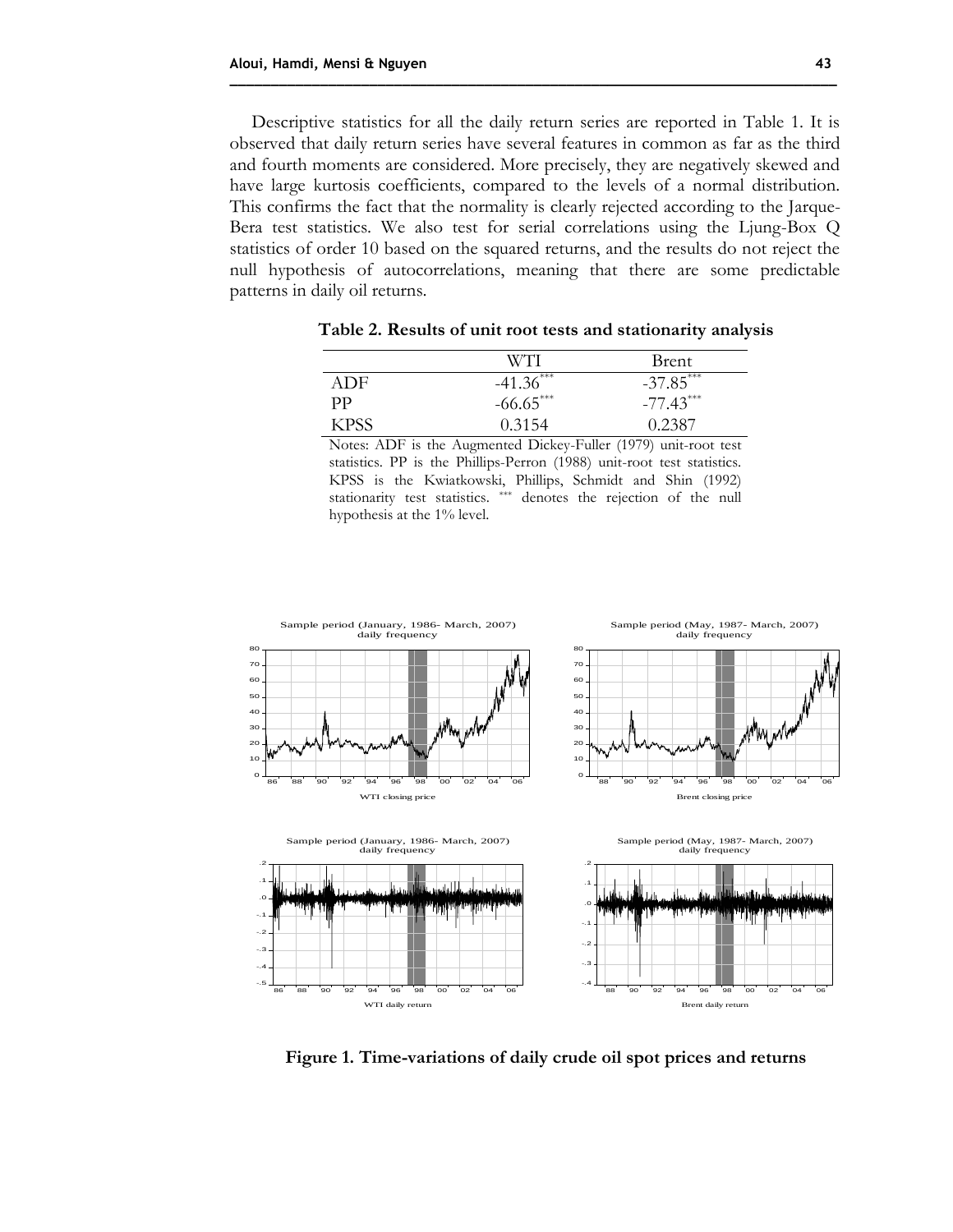Descriptive statistics for all the daily return series are reported in Table 1. It is observed that daily return series have several features in common as far as the third and fourth moments are considered. More precisely, they are negatively skewed and have large kurtosis coefficients, compared to the levels of a normal distribution. This confirms the fact that the normality is clearly rejected according to the Jarque-Bera test statistics. We also test for serial correlations using the Ljung-Box Q statistics of order 10 based on the squared returns, and the results do not reject the null hypothesis of autocorrelations, meaning that there are some predictable patterns in daily oil returns.

**Table 2. Results of unit root tests and stationarity analysis**

| | WTI | Brent |
|---|---|---|
| ADF | -41.36*** | -37.85*** |
| PP | -66.65*** | -77.43*** |
| KPSS | 0.3154 | 0.2387 |

Notes: ADF is the Augmented Dickey-Fuller (1979) unit-root test statistics. PP is the Phillips-Perron (1988) unit-root test statistics. KPSS is the Kwiatkowski, Phillips, Schmidt and Shin (1992) stationarity test statistics. *** denotes the rejection of the null hypothesis at the 1% level.

**Figure 1. Time-variations of daily crude oil spot prices and returns**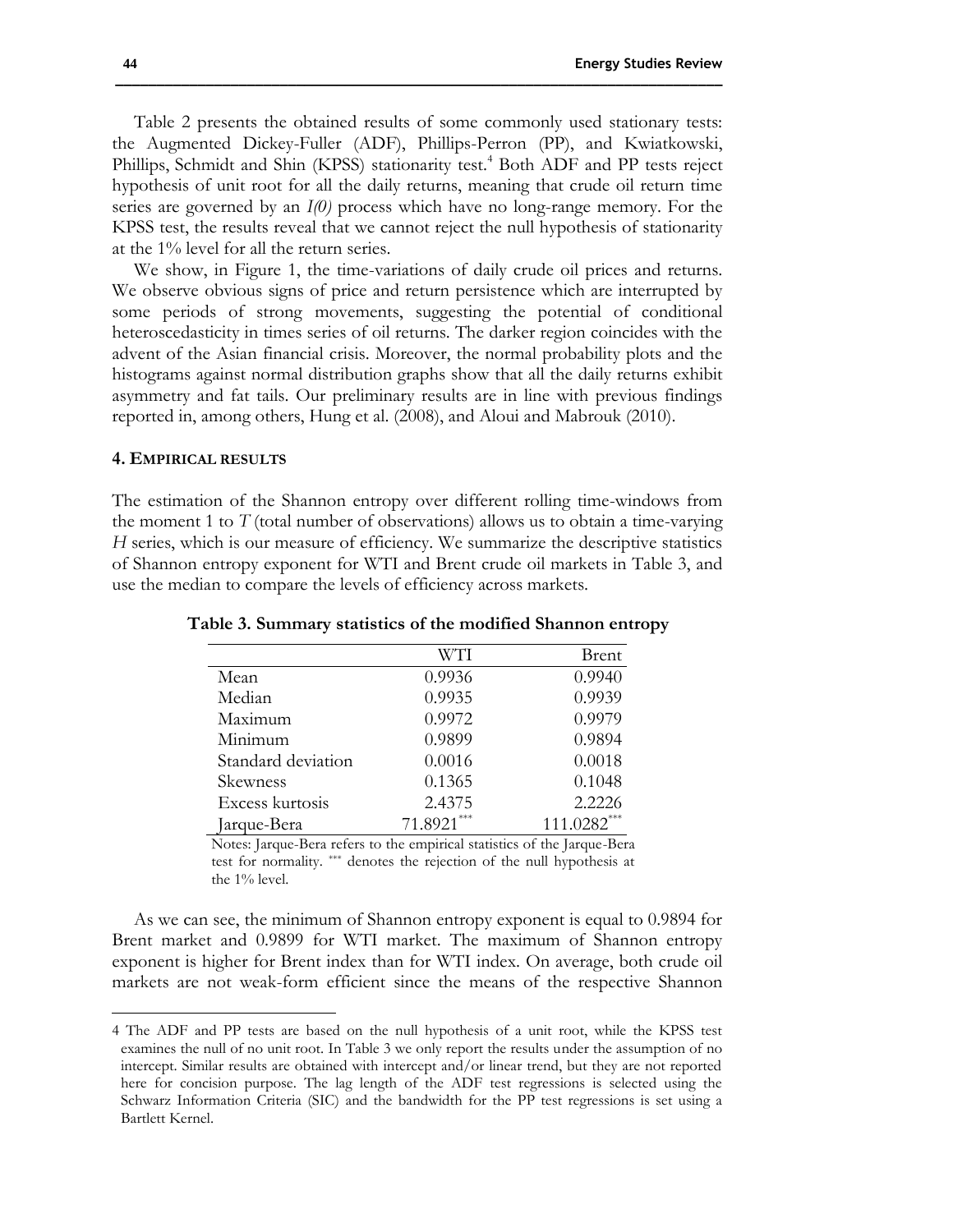Table 2 presents the obtained results of some commonly used stationary tests: the Augmented Dickey-Fuller (ADF), Phillips-Perron (PP), and Kwiatkowski, Phillips, Schmidt and Shin (KPSS) stationarity test.[4] Both ADF and PP tests reject hypothesis of unit root for all the daily returns, meaning that crude oil return time series are governed by an *I(0)* process which have no long-range memory. For the KPSS test, the results reveal that we cannot reject the null hypothesis of stationarity at the 1% level for all the return series.

We show, in Figure 1, the time-variations of daily crude oil prices and returns. We observe obvious signs of price and return persistence which are interrupted by some periods of strong movements, suggesting the potential of conditional heteroscedasticity in times series of oil returns. The darker region coincides with the advent of the Asian financial crisis. Moreover, the normal probability plots and the histograms against normal distribution graphs show that all the daily returns exhibit asymmetry and fat tails. Our preliminary results are in line with previous findings reported in, among others, Hung et al. (2008), and Aloui and Mabrouk (2010).

## 4. Empirical results

The estimation of the Shannon entropy over different rolling time-windows from the moment 1 to $T$ (total number of observations) allows us to obtain a time-varying $H$ series, which is our measure of efficiency. We summarize the descriptive statistics of Shannon entropy exponent for WTI and Brent crude oil markets in Table 3, and use the median to compare the levels of efficiency across markets.

**Table 3. Summary statistics of the modified Shannon entropy**

| | WTI | Brent |
|---|---|---|
| Mean | 0.9936 | 0.9940 |
| Median | 0.9935 | 0.9939 |
| Maximum | 0.9972 | 0.9979 |
| Minimum | 0.9899 | 0.9894 |
| Standard deviation | 0.0016 | 0.0018 |
| Skewness | 0.1365 | 0.1048 |
| Excess kurtosis | 2.4375 | 2.2226 |
| Jarque-Bera | 71.8921*** | 111.0282*** |

Notes: Jarque-Bera refers to the empirical statistics of the Jarque-Bera test for normality. *** denotes the rejection of the null hypothesis at the 1% level.

As we can see, the minimum of Shannon entropy exponent is equal to 0.9894 for Brent market and 0.9899 for WTI market. The maximum of Shannon entropy exponent is higher for Brent index than for WTI index. On average, both crude oil markets are not weak-form efficient since the means of the respective Shannon

4 The ADF and PP tests are based on the null hypothesis of a unit root, while the KPSS test examines the null of no unit root. In Table 3 we only report the results under the assumption of no intercept. Similar results are obtained with intercept and/or linear trend, but they are not reported here for concision purpose. The lag length of the ADF test regressions is selected using the Schwarz Information Criteria (SIC) and the bandwidth for the PP test regressions is set using a Bartlett Kernel.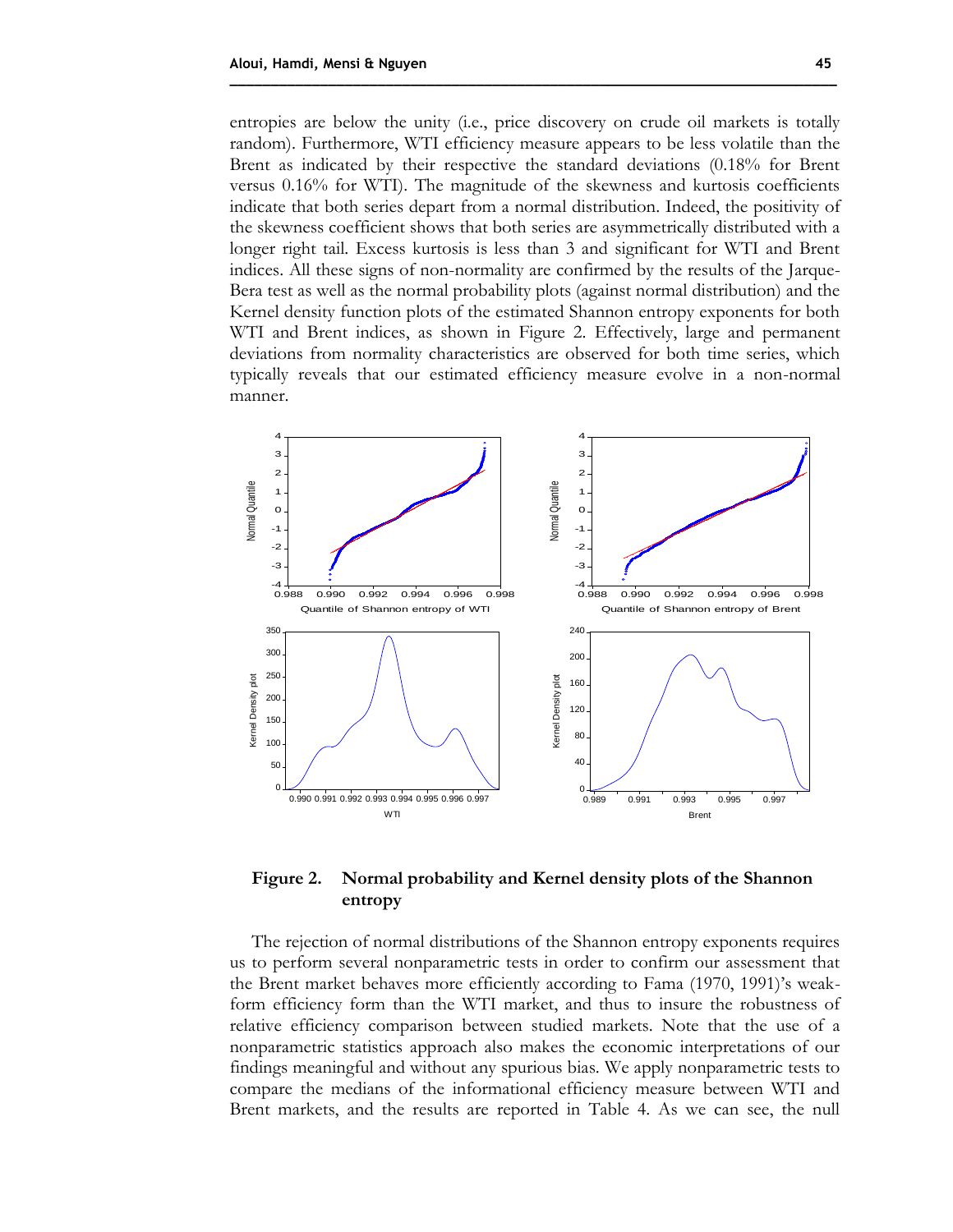entropies are below the unity (i.e., price discovery on crude oil markets is totally random). Furthermore, WTI efficiency measure appears to be less volatile than the Brent as indicated by their respective the standard deviations (0.18% for Brent versus 0.16% for WTI). The magnitude of the skewness and kurtosis coefficients indicate that both series depart from a normal distribution. Indeed, the positivity of the skewness coefficient shows that both series are asymmetrically distributed with a longer right tail. Excess kurtosis is less than 3 and significant for WTI and Brent indices. All these signs of non-normality are confirmed by the results of the Jarque-Bera test as well as the normal probability plots (against normal distribution) and the Kernel density function plots of the estimated Shannon entropy exponents for both WTI and Brent indices, as shown in Figure 2. Effectively, large and permanent deviations from normality characteristics are observed for both time series, which typically reveals that our estimated efficiency measure evolve in a non-normal manner.

**Figure 2. Normal probability and Kernel density plots of the Shannon entropy**

The rejection of normal distributions of the Shannon entropy exponents requires us to perform several nonparametric tests in order to confirm our assessment that the Brent market behaves more efficiently according to Fama (1970, 1991)'s weak-form efficiency form than the WTI market, and thus to insure the robustness of relative efficiency comparison between studied markets. Note that the use of a nonparametric statistics approach also makes the economic interpretations of our findings meaningful and without any spurious bias. We apply nonparametric tests to compare the medians of the informational efficiency measure between WTI and Brent markets, and the results are reported in Table 4. As we can see, the null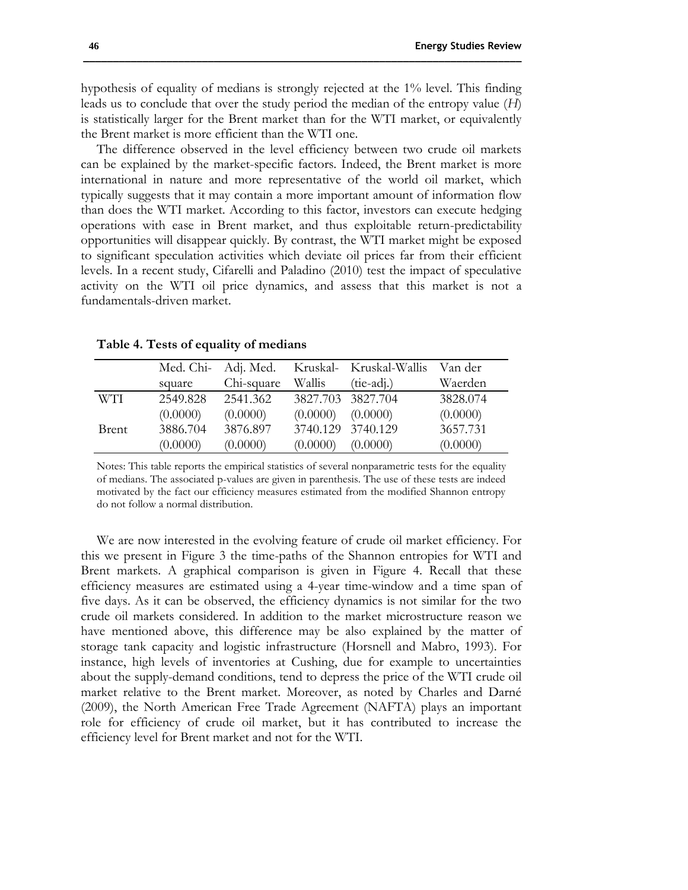hypothesis of equality of medians is strongly rejected at the 1% level. This finding leads us to conclude that over the study period the median of the entropy value (*H*) is statistically larger for the Brent market than for the WTI market, or equivalently the Brent market is more efficient than the WTI one.

The difference observed in the level efficiency between two crude oil markets can be explained by the market-specific factors. Indeed, the Brent market is more international in nature and more representative of the world oil market, which typically suggests that it may contain a more important amount of information flow than does the WTI market. According to this factor, investors can execute hedging operations with ease in Brent market, and thus exploitable return-predictability opportunities will disappear quickly. By contrast, the WTI market might be exposed to significant speculation activities which deviate oil prices far from their efficient levels. In a recent study, Cifarelli and Paladino (2010) test the impact of speculative activity on the WTI oil price dynamics, and assess that this market is not a fundamentals-driven market.

**Table 4. Tests of equality of medians**

| | Med. Chi-square | Adj. Med. Chi-square | Kruskal-Wallis | Kruskal-Wallis (tie-adj.) | Van der Waerden |
|---|---|---|---|---|---|
| WTI | 2549.828 | 2541.362 | 3827.703 | 3827.704 | 3828.074 |
| | (0.0000) | (0.0000) | (0.0000) | (0.0000) | (0.0000) |
| Brent | 3886.704 | 3876.897 | 3740.129 | 3740.129 | 3657.731 |
| | (0.0000) | (0.0000) | (0.0000) | (0.0000) | (0.0000) |

Notes: This table reports the empirical statistics of several nonparametric tests for the equality of medians. The associated p-values are given in parenthesis. The use of these tests are indeed motivated by the fact our efficiency measures estimated from the modified Shannon entropy do not follow a normal distribution.

We are now interested in the evolving feature of crude oil market efficiency. For this we present in Figure 3 the time-paths of the Shannon entropies for WTI and Brent markets. A graphical comparison is given in Figure 4. Recall that these efficiency measures are estimated using a 4-year time-window and a time span of five days. As it can be observed, the efficiency dynamics is not similar for the two crude oil markets considered. In addition to the market microstructure reason we have mentioned above, this difference may be also explained by the matter of storage tank capacity and logistic infrastructure (Horsnell and Mabro, 1993). For instance, high levels of inventories at Cushing, due for example to uncertainties about the supply-demand conditions, tend to depress the price of the WTI crude oil market relative to the Brent market. Moreover, as noted by Charles and Darné (2009), the North American Free Trade Agreement (NAFTA) plays an important role for efficiency of crude oil market, but it has contributed to increase the efficiency level for Brent market and not for the WTI.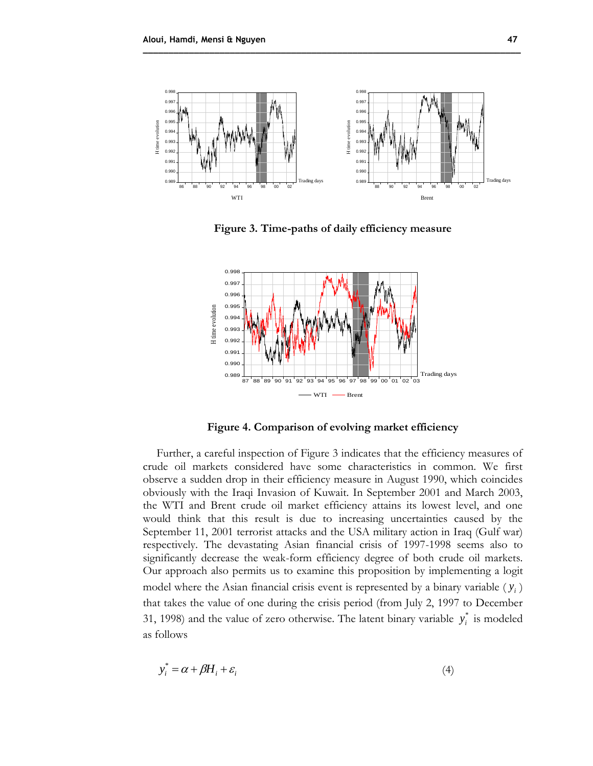Figure 3. Time-paths of daily efficiency measure

Figure 4. Comparison of evolving market efficiency

Further, a careful inspection of Figure 3 indicates that the efficiency measures of crude oil markets considered have some characteristics in common. We first observe a sudden drop in their efficiency measure in August 1990, which coincides obviously with the Iraqi Invasion of Kuwait. In September 2001 and March 2003, the WTI and Brent crude oil market efficiency attains its lowest level, and one would think that this result is due to increasing uncertainties caused by the September 11, 2001 terrorist attacks and the USA military action in Iraq (Gulf war) respectively. The devastating Asian financial crisis of 1997-1998 seems also to significantly decrease the weak-form efficiency degree of both crude oil markets. Our approach also permits us to examine this proposition by implementing a logit model where the Asian financial crisis event is represented by a binary variable ($y_i$) that takes the value of one during the crisis period (from July 2, 1997 to December 31, 1998) and the value of zero otherwise. The latent binary variable $y_i^*$ is modeled as follows

$$y_i^* = \alpha + \beta H_i + \varepsilon_i \tag{4}$$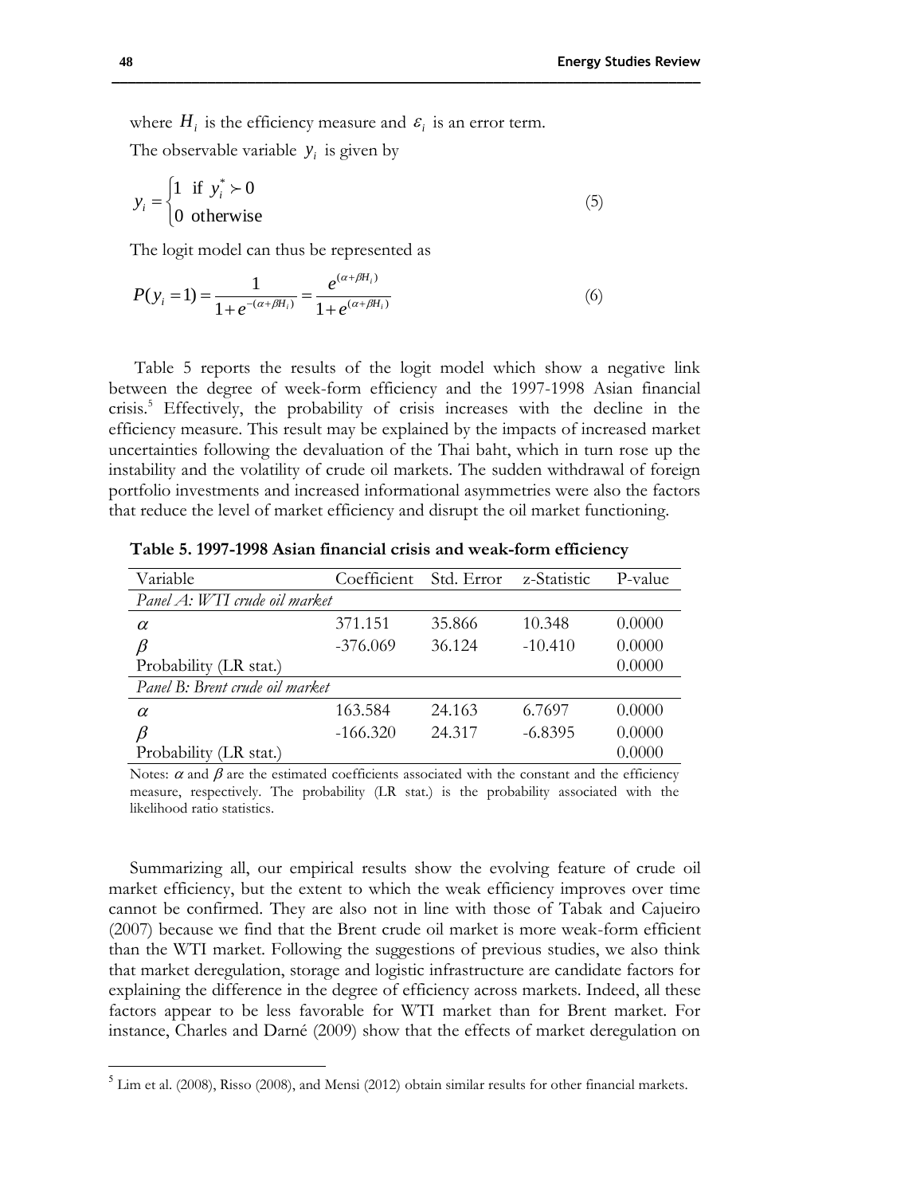where $H_i$ is the efficiency measure and $\varepsilon_i$ is an error term.

The observable variable $y_i$ is given by

$$y_i = \begin{cases} 1 & \text{if } y_i^* \succ 0 \\ 0 & \text{otherwise} \end{cases} \tag{5}$$

The logit model can thus be represented as

$$P(y_i = 1) = \frac{1}{1 + e^{-(\alpha + \beta H_i)}} = \frac{e^{(\alpha + \beta H_i)}}{1 + e^{(\alpha + \beta H_i)}} \tag{6}$$

Table 5 reports the results of the logit model which show a negative link between the degree of week-form efficiency and the 1997-1998 Asian financial crisis.[5] Effectively, the probability of crisis increases with the decline in the efficiency measure. This result may be explained by the impacts of increased market uncertainties following the devaluation of the Thai baht, which in turn rose up the instability and the volatility of crude oil markets. The sudden withdrawal of foreign portfolio investments and increased informational asymmetries were also the factors that reduce the level of market efficiency and disrupt the oil market functioning.

**Table 5. 1997-1998 Asian financial crisis and weak-form efficiency**

| Variable | Coefficient | Std. Error | z-Statistic | P-value |
|---|---|---|---|---|
| *Panel A: WTI crude oil market* | | | | |
| $\alpha$ | 371.151 | 35.866 | 10.348 | 0.0000 |
| $\beta$ | -376.069 | 36.124 | -10.410 | 0.0000 |
| Probability (LR stat.) | | | | 0.0000 |
| *Panel B: Brent crude oil market* | | | | |
| $\alpha$ | 163.584 | 24.163 | 6.7697 | 0.0000 |
| $\beta$ | -166.320 | 24.317 | -6.8395 | 0.0000 |
| Probability (LR stat.) | | | | 0.0000 |

Notes: $\alpha$ and $\beta$ are the estimated coefficients associated with the constant and the efficiency measure, respectively. The probability (LR stat.) is the probability associated with the likelihood ratio statistics.

Summarizing all, our empirical results show the evolving feature of crude oil market efficiency, but the extent to which the weak efficiency improves over time cannot be confirmed. They are also not in line with those of Tabak and Cajueiro (2007) because we find that the Brent crude oil market is more weak-form efficient than the WTI market. Following the suggestions of previous studies, we also think that market deregulation, storage and logistic infrastructure are candidate factors for explaining the difference in the degree of efficiency across markets. Indeed, all these factors appear to be less favorable for WTI market than for Brent market. For instance, Charles and Darné (2009) show that the effects of market deregulation on

[5] Lim et al. (2008), Risso (2008), and Mensi (2012) obtain similar results for other financial markets.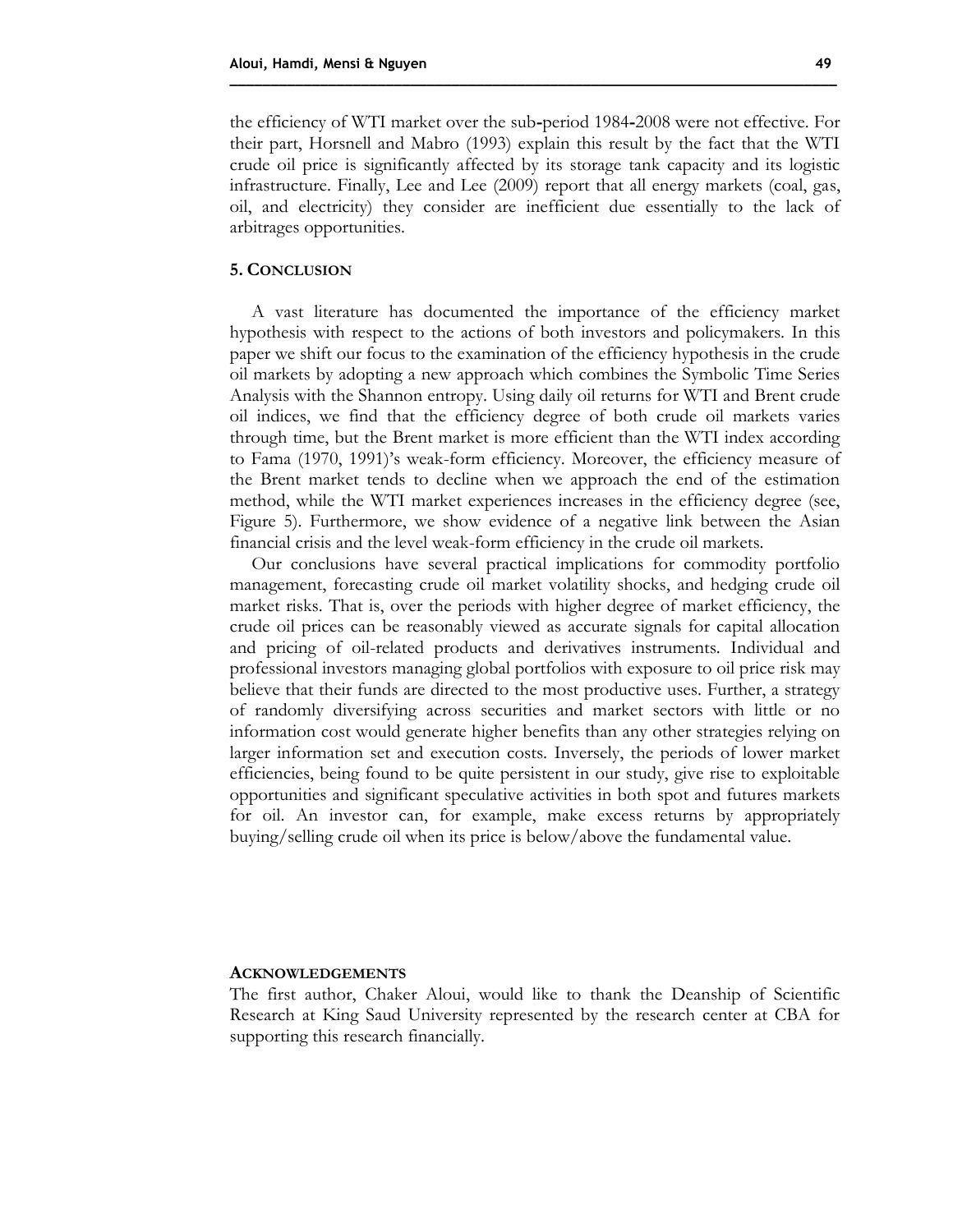the efficiency of WTI market over the sub-period 1984-2008 were not effective. For their part, Horsnell and Mabro (1993) explain this result by the fact that the WTI crude oil price is significantly affected by its storage tank capacity and its logistic infrastructure. Finally, Lee and Lee (2009) report that all energy markets (coal, gas, oil, and electricity) they consider are inefficient due essentially to the lack of arbitrages opportunities.

## 5. Conclusion

A vast literature has documented the importance of the efficiency market hypothesis with respect to the actions of both investors and policymakers. In this paper we shift our focus to the examination of the efficiency hypothesis in the crude oil markets by adopting a new approach which combines the Symbolic Time Series Analysis with the Shannon entropy. Using daily oil returns for WTI and Brent crude oil indices, we find that the efficiency degree of both crude oil markets varies through time, but the Brent market is more efficient than the WTI index according to Fama (1970, 1991)'s weak-form efficiency. Moreover, the efficiency measure of the Brent market tends to decline when we approach the end of the estimation method, while the WTI market experiences increases in the efficiency degree (see, Figure 5). Furthermore, we show evidence of a negative link between the Asian financial crisis and the level weak-form efficiency in the crude oil markets.

Our conclusions have several practical implications for commodity portfolio management, forecasting crude oil market volatility shocks, and hedging crude oil market risks. That is, over the periods with higher degree of market efficiency, the crude oil prices can be reasonably viewed as accurate signals for capital allocation and pricing of oil-related products and derivatives instruments. Individual and professional investors managing global portfolios with exposure to oil price risk may believe that their funds are directed to the most productive uses. Further, a strategy of randomly diversifying across securities and market sectors with little or no information cost would generate higher benefits than any other strategies relying on larger information set and execution costs. Inversely, the periods of lower market efficiencies, being found to be quite persistent in our study, give rise to exploitable opportunities and significant speculative activities in both spot and futures markets for oil. An investor can, for example, make excess returns by appropriately buying/selling crude oil when its price is below/above the fundamental value.

## Acknowledgements

The first author, Chaker Aloui, would like to thank the Deanship of Scientific Research at King Saud University represented by the research center at CBA for supporting this research financially.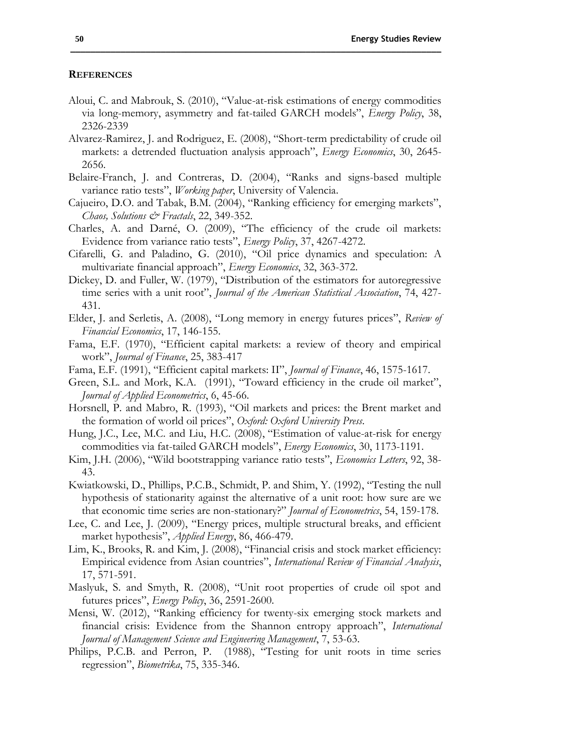## REFERENCES

Aloui, C. and Mabrouk, S. (2010), "Value-at-risk estimations of energy commodities via long-memory, asymmetry and fat-tailed GARCH models", *Energy Policy*, 38, 2326-2339

Alvarez-Ramirez, J. and Rodriguez, E. (2008), "Short-term predictability of crude oil markets: a detrended fluctuation analysis approach", *Energy Economics*, 30, 2645-2656.

Belaire-Franch, J. and Contreras, D. (2004), "Ranks and signs-based multiple variance ratio tests", *Working paper*, University of Valencia.

Cajueiro, D.O. and Tabak, B.M. (2004), "Ranking efficiency for emerging markets", *Chaos, Solutions & Fractals*, 22, 349-352.

Charles, A. and Darné, O. (2009), "The efficiency of the crude oil markets: Evidence from variance ratio tests", *Energy Policy*, 37, 4267-4272.

Cifarelli, G. and Paladino, G. (2010), "Oil price dynamics and speculation: A multivariate financial approach", *Energy Economics*, 32, 363-372.

Dickey, D. and Fuller, W. (1979), "Distribution of the estimators for autoregressive time series with a unit root", *Journal of the American Statistical Association*, 74, 427-431.

Elder, J. and Serletis, A. (2008), "Long memory in energy futures prices", *Review of Financial Economics*, 17, 146-155.

Fama, E.F. (1970), "Efficient capital markets: a review of theory and empirical work", *Journal of Finance*, 25, 383-417

Fama, E.F. (1991), "Efficient capital markets: II", *Journal of Finance*, 46, 1575-1617.

Green, S.L. and Mork, K.A. (1991), "Toward efficiency in the crude oil market", *Journal of Applied Econometrics*, 6, 45-66.

Horsnell, P. and Mabro, R. (1993), "Oil markets and prices: the Brent market and the formation of world oil prices", *Oxford: Oxford University Press*.

Hung, J.C., Lee, M.C. and Liu, H.C. (2008), "Estimation of value-at-risk for energy commodities via fat-tailed GARCH models", *Energy Economics*, 30, 1173-1191.

Kim, J.H. (2006), "Wild bootstrapping variance ratio tests", *Economics Letters*, 92, 38-43.

Kwiatkowski, D., Phillips, P.C.B., Schmidt, P. and Shim, Y. (1992), "Testing the null hypothesis of stationarity against the alternative of a unit root: how sure are we that economic time series are non-stationary?" *Journal of Econometrics*, 54, 159-178.

Lee, C. and Lee, J. (2009), "Energy prices, multiple structural breaks, and efficient market hypothesis", *Applied Energy*, 86, 466-479.

Lim, K., Brooks, R. and Kim, J. (2008), "Financial crisis and stock market efficiency: Empirical evidence from Asian countries", *International Review of Financial Analysis*, 17, 571-591.

Maslyuk, S. and Smyth, R. (2008), "Unit root properties of crude oil spot and futures prices", *Energy Policy*, 36, 2591-2600.

Mensi, W. (2012), "Ranking efficiency for twenty-six emerging stock markets and financial crisis: Evidence from the Shannon entropy approach", *International Journal of Management Science and Engineering Management*, 7, 53-63.

Philips, P.C.B. and Perron, P. (1988), "Testing for unit roots in time series regression", *Biometrika*, 75, 335-346.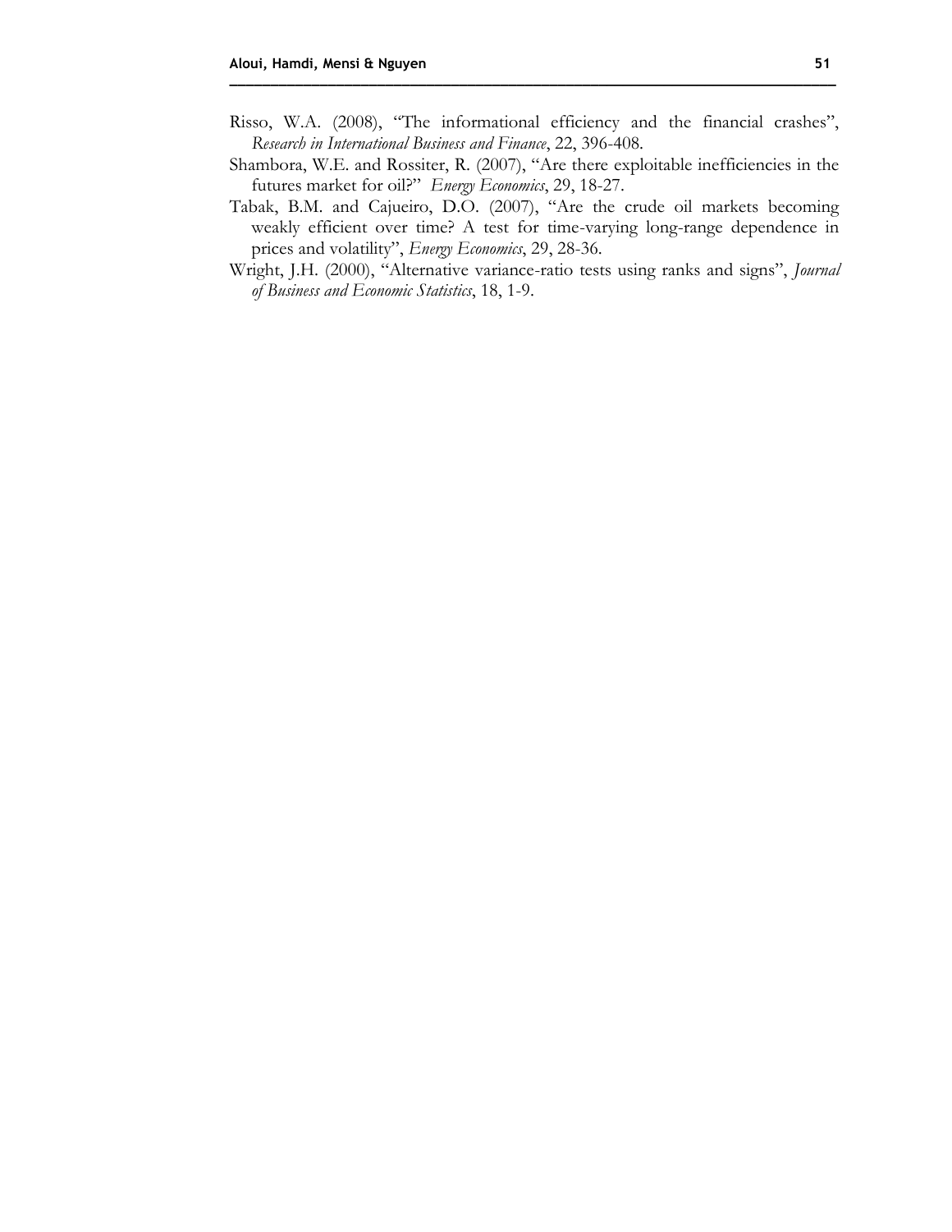Risso, W.A. (2008), "The informational efficiency and the financial crashes", *Research in International Business and Finance*, 22, 396-408.

Shambora, W.E. and Rossiter, R. (2007), "Are there exploitable inefficiencies in the futures market for oil?" *Energy Economics*, 29, 18-27.

Tabak, B.M. and Cajueiro, D.O. (2007), "Are the crude oil markets becoming weakly efficient over time? A test for time-varying long-range dependence in prices and volatility", *Energy Economics*, 29, 28-36.

Wright, J.H. (2000), "Alternative variance-ratio tests using ranks and signs", *Journal of Business and Economic Statistics*, 18, 1-9.